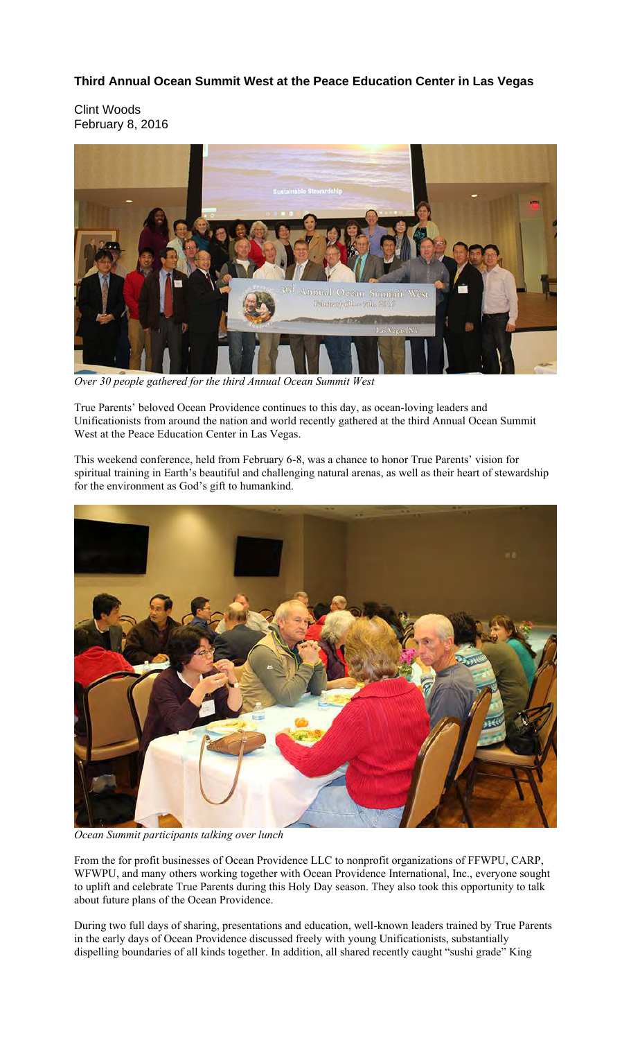**Third Annual Ocean Summit West at the Peace Education Center in Las Vegas**

Clint Woods
February 8, 2016

*Over 30 people gathered for the third Annual Ocean Summit West*

True Parents' beloved Ocean Providence continues to this day, as ocean-loving leaders and Unificationists from around the nation and world recently gathered at the third Annual Ocean Summit West at the Peace Education Center in Las Vegas.

This weekend conference, held from February 6-8, was a chance to honor True Parents' vision for spiritual training in Earth's beautiful and challenging natural arenas, as well as their heart of stewardship for the environment as God's gift to humankind.

*Ocean Summit participants talking over lunch*

From the for profit businesses of Ocean Providence LLC to nonprofit organizations of FFWPU, CARP, WFWPU, and many others working together with Ocean Providence International, Inc., everyone sought to uplift and celebrate True Parents during this Holy Day season. They also took this opportunity to talk about future plans of the Ocean Providence.

During two full days of sharing, presentations and education, well-known leaders trained by True Parents in the early days of Ocean Providence discussed freely with young Unificationists, substantially dispelling boundaries of all kinds together. In addition, all shared recently caught "sushi grade" King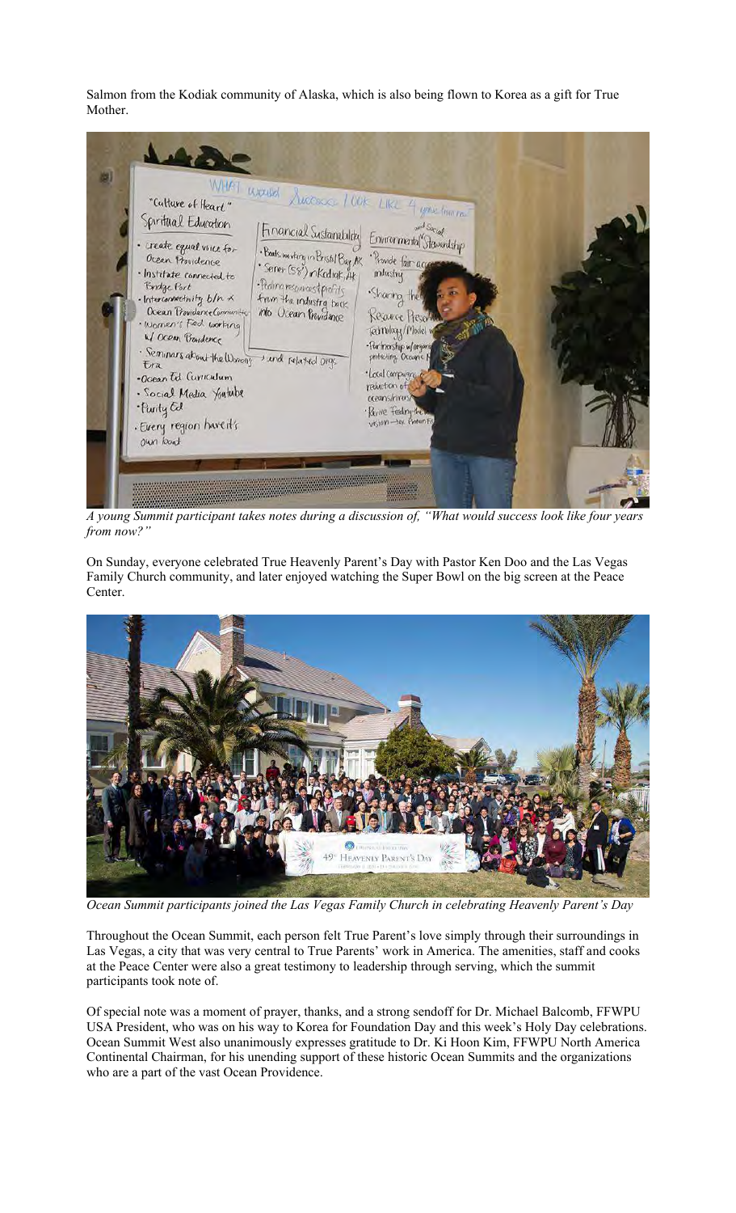Salmon from the Kodiak community of Alaska, which is also being flown to Korea as a gift for True Mother.

*A young Summit participant takes notes during a discussion of, "What would success look like four years from now?"*

On Sunday, everyone celebrated True Heavenly Parent's Day with Pastor Ken Doo and the Las Vegas Family Church community, and later enjoyed watching the Super Bowl on the big screen at the Peace Center.

*Ocean Summit participants joined the Las Vegas Family Church in celebrating Heavenly Parent's Day*

Throughout the Ocean Summit, each person felt True Parent's love simply through their surroundings in Las Vegas, a city that was very central to True Parents' work in America. The amenities, staff and cooks at the Peace Center were also a great testimony to leadership through serving, which the summit participants took note of.

Of special note was a moment of prayer, thanks, and a strong sendoff for Dr. Michael Balcomb, FFWPU USA President, who was on his way to Korea for Foundation Day and this week's Holy Day celebrations. Ocean Summit West also unanimously expresses gratitude to Dr. Ki Hoon Kim, FFWPU North America Continental Chairman, for his unending support of these historic Ocean Summits and the organizations who are a part of the vast Ocean Providence.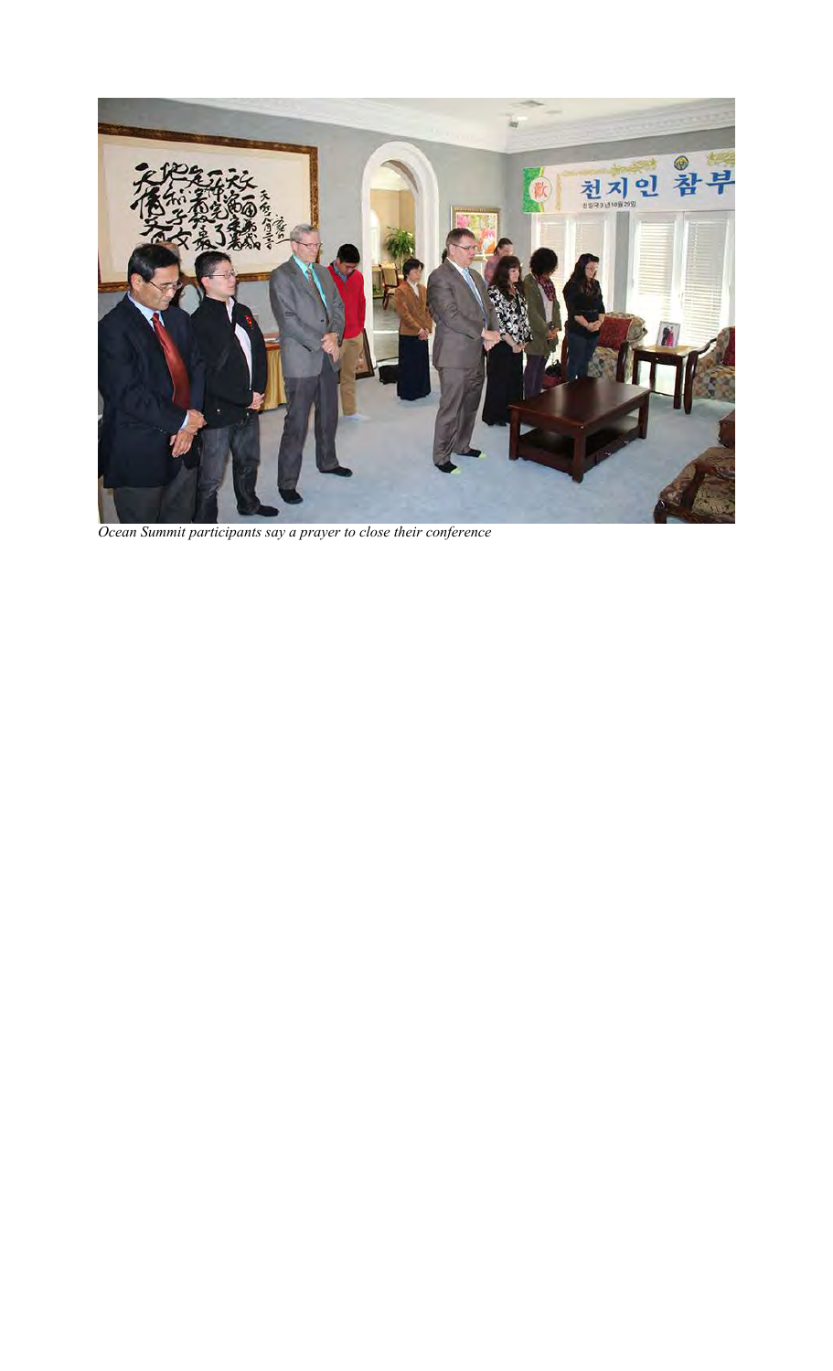*Ocean Summit participants say a prayer to close their conference*